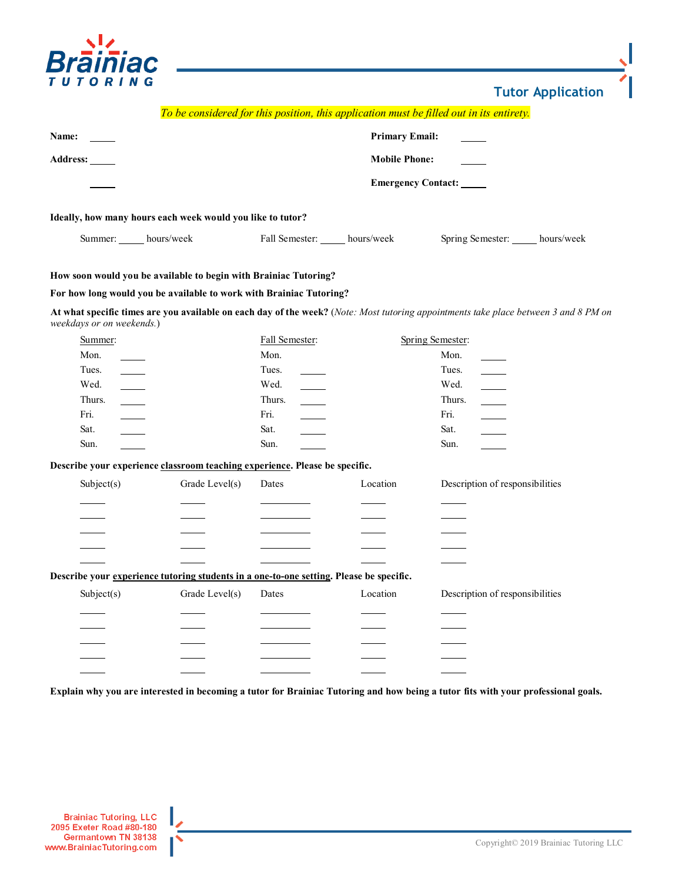# Tutor Application

*To be considered for this position, this application must be filled out in its entirety.*

**Name:** _____ **Primary Email:** _____

**Address:** _____ **Mobile Phone:** _____

_____ **Emergency Contact:** _____

**Ideally, how many hours each week would you like to tutor?**

Summer: _____ hours/week Fall Semester: _____ hours/week Spring Semester: _____ hours/week

**How soon would you be available to begin with Brainiac Tutoring?**

**For how long would you be available to work with Brainiac Tutoring?**

**At what specific times are you available on each day of the week?** (*Note: Most tutoring appointments take place between 3 and 8 PM on weekdays or on weekends.*)

| Summer: | | Fall Semester: | | Spring Semester: | |
|---|---|---|---|---|---|
| Mon. | _____ | Mon. | | Mon. | _____ |
| Tues. | _____ | Tues. | _____ | Tues. | _____ |
| Wed. | _____ | Wed. | _____ | Wed. | _____ |
| Thurs. | _____ | Thurs. | _____ | Thurs. | _____ |
| Fri. | _____ | Fri. | _____ | Fri. | _____ |
| Sat. | _____ | Sat. | _____ | Sat. | _____ |
| Sun. | _____ | Sun. | _____ | Sun. | _____ |

**Describe your experience classroom teaching experience. Please be specific.**

| Subject(s) | Grade Level(s) | Dates | Location | Description of responsibilities |
|---|---|---|---|---|
| _____ | _____ | _____ | _____ | _____ |
| _____ | _____ | _____ | _____ | _____ |
| _____ | _____ | _____ | _____ | _____ |
| _____ | _____ | _____ | _____ | _____ |
| _____ | _____ | _____ | _____ | _____ |

**Describe your experience tutoring students in a one-to-one setting. Please be specific.**

| Subject(s) | Grade Level(s) | Dates | Location | Description of responsibilities |
|---|---|---|---|---|
| _____ | _____ | _____ | _____ | _____ |
| _____ | _____ | _____ | _____ | _____ |
| _____ | _____ | _____ | _____ | _____ |
| _____ | _____ | _____ | _____ | _____ |
| _____ | _____ | _____ | _____ | _____ |

**Explain why you are interested in becoming a tutor for Brainiac Tutoring and how being a tutor fits with your professional goals.**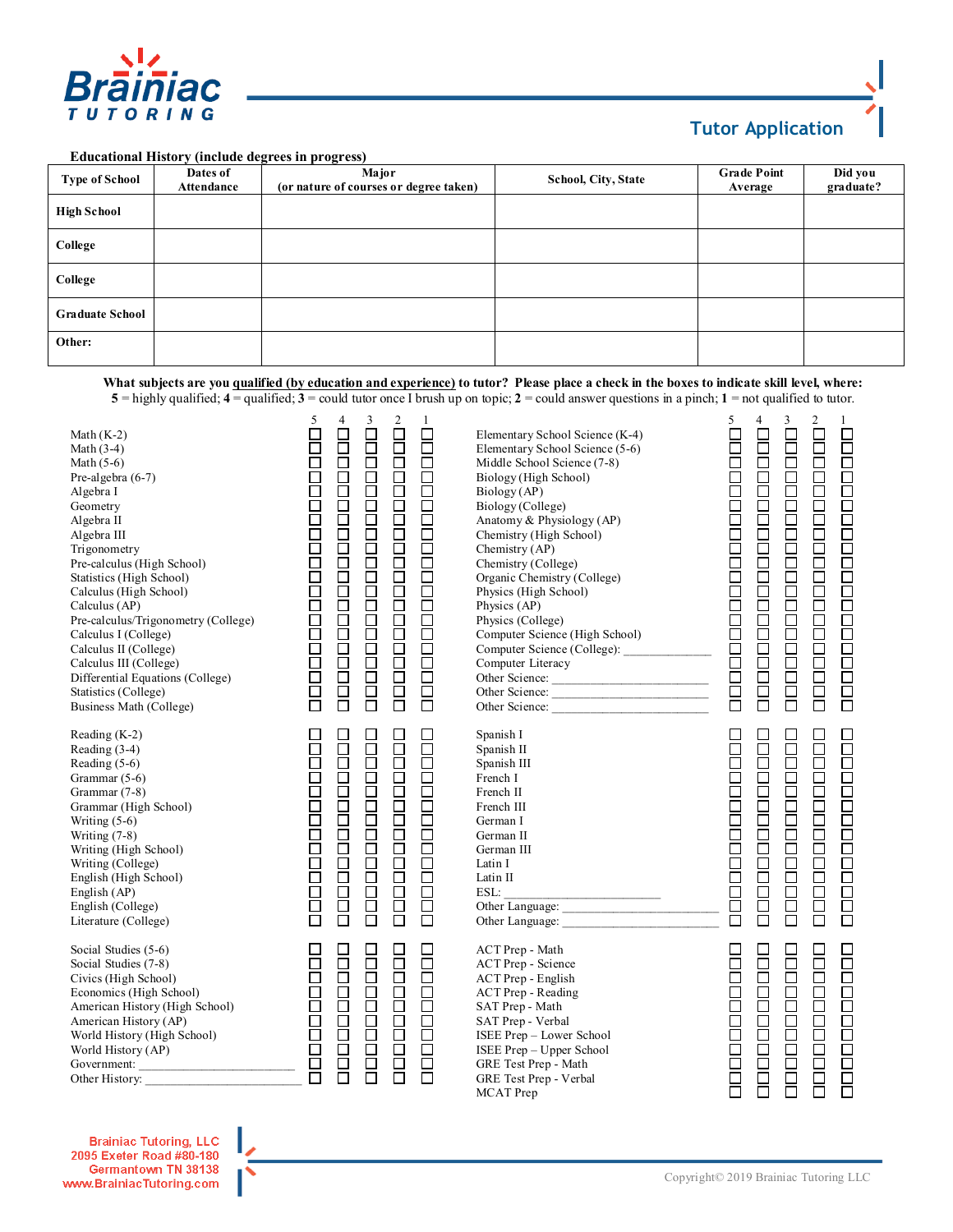# Brainiac Tutoring

## Tutor Application

**Educational History (include degrees in progress)**

| Type of School | Dates of Attendance | Major (or nature of courses or degree taken) | School, City, State | Grade Point Average | Did you graduate? |
|---|---|---|---|---|---|
| **High School** | | | | | |
| **College** | | | | | |
| **College** | | | | | |
| **Graduate School** | | | | | |
| **Other:** | | | | | |

**What subjects are you qualified (by education and experience) to tutor? Please place a check in the boxes to indicate skill level, where:**
**5** = highly qualified; **4** = qualified; **3** = could tutor once I brush up on topic; **2** = could answer questions in a pinch; **1** = not qualified to tutor.

| Subject | 5 | 4 | 3 | 2 | 1 |
|---|---|---|---|---|---|
| Math (K-2) | ☐ | ☐ | ☐ | ☐ | ☐ |
| Math (3-4) | ☐ | ☐ | ☐ | ☐ | ☐ |
| Math (5-6) | ☐ | ☐ | ☐ | ☐ | ☐ |
| Pre-algebra (6-7) | ☐ | ☐ | ☐ | ☐ | ☐ |
| Algebra I | ☐ | ☐ | ☐ | ☐ | ☐ |
| Geometry | ☐ | ☐ | ☐ | ☐ | ☐ |
| Algebra II | ☐ | ☐ | ☐ | ☐ | ☐ |
| Algebra III | ☐ | ☐ | ☐ | ☐ | ☐ |
| Trigonometry | ☐ | ☐ | ☐ | ☐ | ☐ |
| Pre-calculus (High School) | ☐ | ☐ | ☐ | ☐ | ☐ |
| Statistics (High School) | ☐ | ☐ | ☐ | ☐ | ☐ |
| Calculus (High School) | ☐ | ☐ | ☐ | ☐ | ☐ |
| Calculus (AP) | ☐ | ☐ | ☐ | ☐ | ☐ |
| Pre-calculus/Trigonometry (College) | ☐ | ☐ | ☐ | ☐ | ☐ |
| Calculus I (College) | ☐ | ☐ | ☐ | ☐ | ☐ |
| Calculus II (College) | ☐ | ☐ | ☐ | ☐ | ☐ |
| Calculus III (College) | ☐ | ☐ | ☐ | ☐ | ☐ |
| Differential Equations (College) | ☐ | ☐ | ☐ | ☐ | ☐ |
| Statistics (College) | ☐ | ☐ | ☐ | ☐ | ☐ |
| Business Math (College) | ☐ | ☐ | ☐ | ☐ | ☐ |
| Reading (K-2) | ☐ | ☐ | ☐ | ☐ | ☐ |
| Reading (3-4) | ☐ | ☐ | ☐ | ☐ | ☐ |
| Reading (5-6) | ☐ | ☐ | ☐ | ☐ | ☐ |
| Grammar (5-6) | ☐ | ☐ | ☐ | ☐ | ☐ |
| Grammar (7-8) | ☐ | ☐ | ☐ | ☐ | ☐ |
| Grammar (High School) | ☐ | ☐ | ☐ | ☐ | ☐ |
| Writing (5-6) | ☐ | ☐ | ☐ | ☐ | ☐ |
| Writing (7-8) | ☐ | ☐ | ☐ | ☐ | ☐ |
| Writing (High School) | ☐ | ☐ | ☐ | ☐ | ☐ |
| Writing (College) | ☐ | ☐ | ☐ | ☐ | ☐ |
| English (High School) | ☐ | ☐ | ☐ | ☐ | ☐ |
| English (AP) | ☐ | ☐ | ☐ | ☐ | ☐ |
| English (College) | ☐ | ☐ | ☐ | ☐ | ☐ |
| Literature (College) | ☐ | ☐ | ☐ | ☐ | ☐ |
| Social Studies (5-6) | ☐ | ☐ | ☐ | ☐ | ☐ |
| Social Studies (7-8) | ☐ | ☐ | ☐ | ☐ | ☐ |
| Civics (High School) | ☐ | ☐ | ☐ | ☐ | ☐ |
| Economics (High School) | ☐ | ☐ | ☐ | ☐ | ☐ |
| American History (High School) | ☐ | ☐ | ☐ | ☐ | ☐ |
| American History (AP) | ☐ | ☐ | ☐ | ☐ | ☐ |
| World History (High School) | ☐ | ☐ | ☐ | ☐ | ☐ |
| World History (AP) | ☐ | ☐ | ☐ | ☐ | ☐ |
| Government: ______________________ | ☐ | ☐ | ☐ | ☐ | ☐ |
| Other History: ____________________ | ☐ | ☐ | ☐ | ☐ | ☐ |

| Subject | 5 | 4 | 3 | 2 | 1 |
|---|---|---|---|---|---|
| Elementary School Science (K-4) | ☐ | ☐ | ☐ | ☐ | ☐ |
| Elementary School Science (5-6) | ☐ | ☐ | ☐ | ☐ | ☐ |
| Middle School Science (7-8) | ☐ | ☐ | ☐ | ☐ | ☐ |
| Biology (High School) | ☐ | ☐ | ☐ | ☐ | ☐ |
| Biology (AP) | ☐ | ☐ | ☐ | ☐ | ☐ |
| Biology (College) | ☐ | ☐ | ☐ | ☐ | ☐ |
| Anatomy & Physiology (AP) | ☐ | ☐ | ☐ | ☐ | ☐ |
| Chemistry (High School) | ☐ | ☐ | ☐ | ☐ | ☐ |
| Chemistry (AP) | ☐ | ☐ | ☐ | ☐ | ☐ |
| Chemistry (College) | ☐ | ☐ | ☐ | ☐ | ☐ |
| Organic Chemistry (College) | ☐ | ☐ | ☐ | ☐ | ☐ |
| Physics (High School) | ☐ | ☐ | ☐ | ☐ | ☐ |
| Physics (AP) | ☐ | ☐ | ☐ | ☐ | ☐ |
| Physics (College) | ☐ | ☐ | ☐ | ☐ | ☐ |
| Computer Science (High School) | ☐ | ☐ | ☐ | ☐ | ☐ |
| Computer Science (College): ____________ | ☐ | ☐ | ☐ | ☐ | ☐ |
| Computer Literacy | ☐ | ☐ | ☐ | ☐ | ☐ |
| Other Science: ____________________ | ☐ | ☐ | ☐ | ☐ | ☐ |
| Other Science: ____________________ | ☐ | ☐ | ☐ | ☐ | ☐ |
| Other Science: ____________________ | ☐ | ☐ | ☐ | ☐ | ☐ |
| Spanish I | ☐ | ☐ | ☐ | ☐ | ☐ |
| Spanish II | ☐ | ☐ | ☐ | ☐ | ☐ |
| Spanish III | ☐ | ☐ | ☐ | ☐ | ☐ |
| French I | ☐ | ☐ | ☐ | ☐ | ☐ |
| French II | ☐ | ☐ | ☐ | ☐ | ☐ |
| French III | ☐ | ☐ | ☐ | ☐ | ☐ |
| German I | ☐ | ☐ | ☐ | ☐ | ☐ |
| German II | ☐ | ☐ | ☐ | ☐ | ☐ |
| German III | ☐ | ☐ | ☐ | ☐ | ☐ |
| Latin I | ☐ | ☐ | ☐ | ☐ | ☐ |
| Latin II | ☐ | ☐ | ☐ | ☐ | ☐ |
| ESL: ____________________ | ☐ | ☐ | ☐ | ☐ | ☐ |
| Other Language: ____________________ | ☐ | ☐ | ☐ | ☐ | ☐ |
| Other Language: ____________________ | ☐ | ☐ | ☐ | ☐ | ☐ |
| ACT Prep - Math | ☐ | ☐ | ☐ | ☐ | ☐ |
| ACT Prep - Science | ☐ | ☐ | ☐ | ☐ | ☐ |
| ACT Prep - English | ☐ | ☐ | ☐ | ☐ | ☐ |
| ACT Prep - Reading | ☐ | ☐ | ☐ | ☐ | ☐ |
| SAT Prep - Math | ☐ | ☐ | ☐ | ☐ | ☐ |
| SAT Prep - Verbal | ☐ | ☐ | ☐ | ☐ | ☐ |
| ISEE Prep – Lower School | ☐ | ☐ | ☐ | ☐ | ☐ |
| ISEE Prep – Upper School | ☐ | ☐ | ☐ | ☐ | ☐ |
| GRE Test Prep - Math | ☐ | ☐ | ☐ | ☐ | ☐ |
| GRE Test Prep - Verbal | ☐ | ☐ | ☐ | ☐ | ☐ |
| MCAT Prep | ☐ | ☐ | ☐ | ☐ | ☐ |

Brainiac Tutoring, LLC
2095 Exeter Road #80-180
Germantown TN 38138
www.BrainiacTutoring.com

Copyright© 2019 Brainiac Tutoring LLC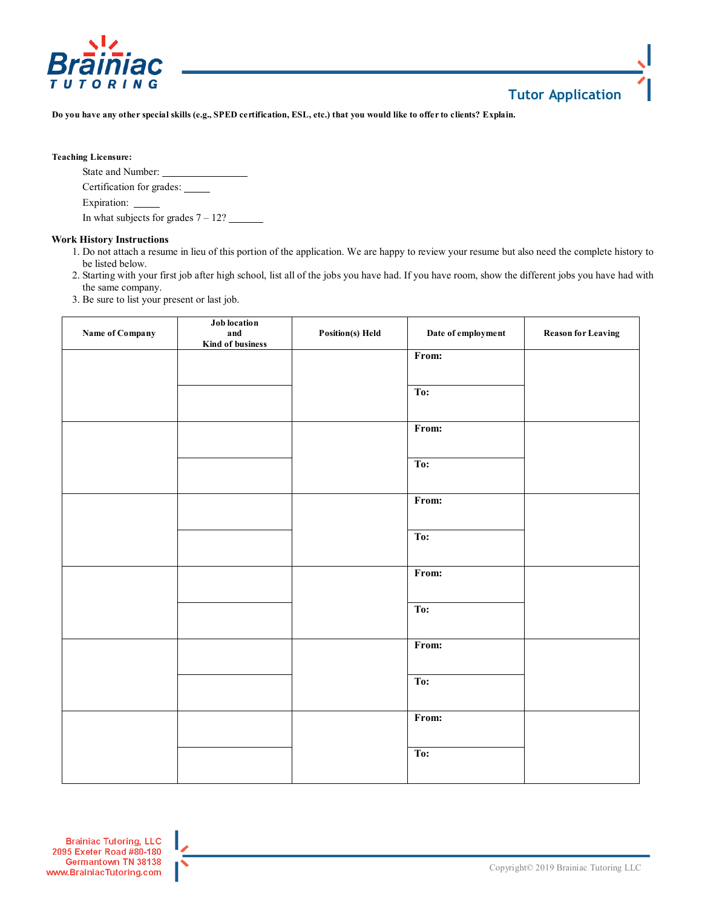**Do you have any other special skills (e.g., SPED certification, ESL, etc.) that you would like to offer to clients? Explain.**

**Teaching Licensure:**

State and Number: ________________

Certification for grades: _____

Expiration: _____

In what subjects for grades 7 – 12? _______

**Work History Instructions**

1. Do not attach a resume in lieu of this portion of the application. We are happy to review your resume but also need the complete history to be listed below.
2. Starting with your first job after high school, list all of the jobs you have had. If you have room, show the different jobs you have had with the same company.
3. Be sure to list your present or last job.

| Name of Company | Job location and Kind of business | Position(s) Held | Date of employment | Reason for Leaving |
|---|---|---|---|---|
| | | | From: | |
| | | | To: | |
| | | | From: | |
| | | | To: | |
| | | | From: | |
| | | | To: | |
| | | | From: | |
| | | | To: | |
| | | | From: | |
| | | | To: | |
| | | | From: | |
| | | | To: | |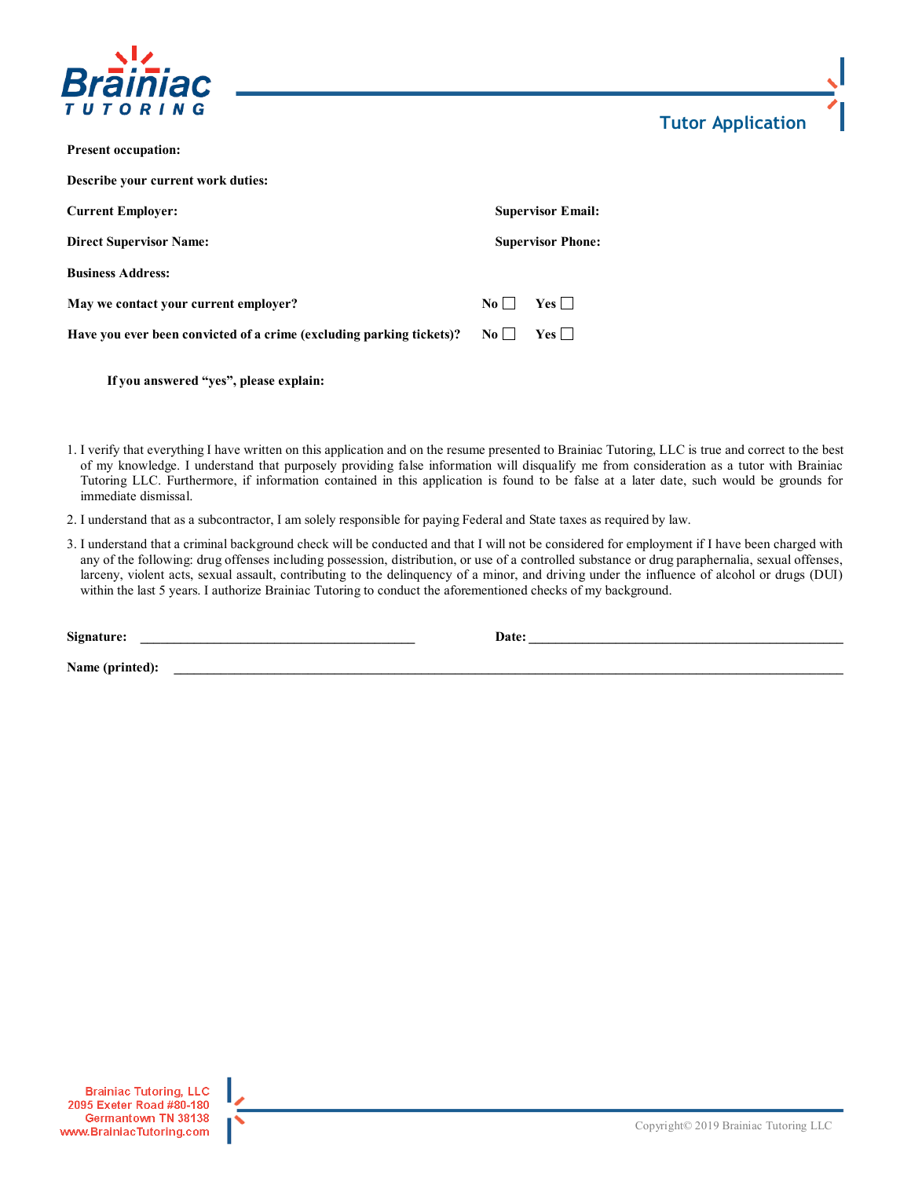**Tutor Application**

**Present occupation:**

**Describe your current work duties:**

**Current Employer:** **Supervisor Email:**

**Direct Supervisor Name:** **Supervisor Phone:**

**Business Address:**

**May we contact your current employer?** No ☐ Yes ☐

**Have you ever been convicted of a crime (excluding parking tickets)?** No ☐ Yes ☐

**If you answered "yes", please explain:**

1. I verify that everything I have written on this application and on the resume presented to Brainiac Tutoring, LLC is true and correct to the best of my knowledge. I understand that purposely providing false information will disqualify me from consideration as a tutor with Brainiac Tutoring LLC. Furthermore, if information contained in this application is found to be false at a later date, such would be grounds for immediate dismissal.
2. I understand that as a subcontractor, I am solely responsible for paying Federal and State taxes as required by law.
3. I understand that a criminal background check will be conducted and that I will not be considered for employment if I have been charged with any of the following: drug offenses including possession, distribution, or use of a controlled substance or drug paraphernalia, sexual offenses, larceny, violent acts, sexual assault, contributing to the delinquency of a minor, and driving under the influence of alcohol or drugs (DUI) within the last 5 years. I authorize Brainiac Tutoring to conduct the aforementioned checks of my background.

**Signature:** ________________________________________ **Date:** ________________________________________

**Name (printed):** ________________________________________________________________________________

Brainiac Tutoring, LLC
2095 Exeter Road #80-180
Germantown TN 38138
www.BrainiacTutoring.com

Copyright© 2019 Brainiac Tutoring LLC